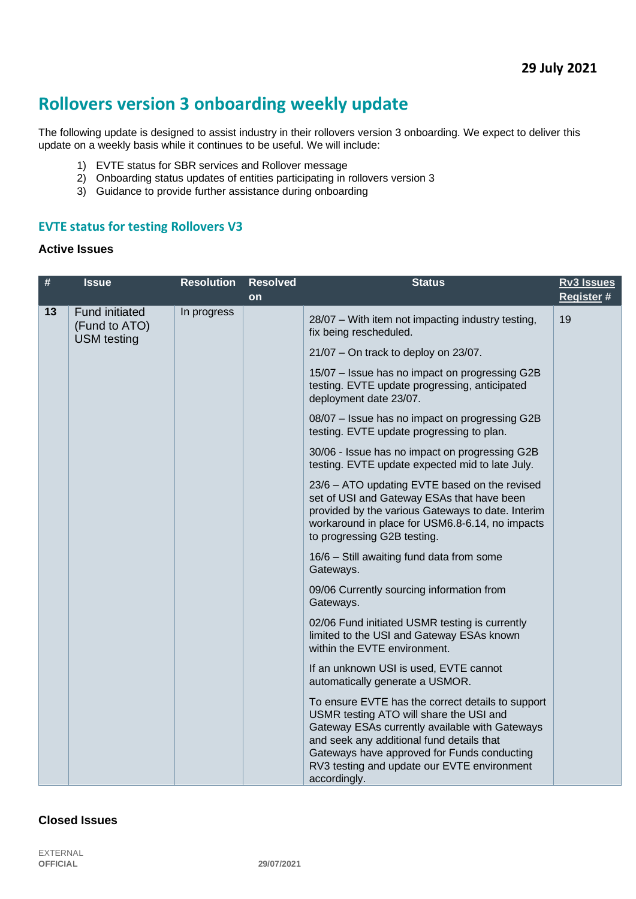**29 July 2021**

# Rollovers version 3 onboarding weekly update

The following update is designed to assist industry in their rollovers version 3 onboarding. We expect to deliver this update on a weekly basis while it continues to be useful. We will include:

1) EVTE status for SBR services and Rollover message
2) Onboarding status updates of entities participating in rollovers version 3
3) Guidance to provide further assistance during onboarding

## EVTE status for testing Rollovers V3

### Active Issues

| # | Issue | Resolution | Resolved on | Status | Rv3 Issues Register # |
|---|---|---|---|---|---|
| 13 | Fund initiated (Fund to ATO) USM testing | In progress | | 28/07 – With item not impacting industry testing, fix being rescheduled.<br><br>21/07 – On track to deploy on 23/07.<br><br>15/07 – Issue has no impact on progressing G2B testing. EVTE update progressing, anticipated deployment date 23/07.<br><br>08/07 – Issue has no impact on progressing G2B testing. EVTE update progressing to plan.<br><br>30/06 - Issue has no impact on progressing G2B testing. EVTE update expected mid to late July.<br><br>23/6 – ATO updating EVTE based on the revised set of USI and Gateway ESAs that have been provided by the various Gateways to date. Interim workaround in place for USM6.8-6.14, no impacts to progressing G2B testing.<br><br>16/6 – Still awaiting fund data from some Gateways.<br><br>09/06 Currently sourcing information from Gateways.<br><br>02/06 Fund initiated USMR testing is currently limited to the USI and Gateway ESAs known within the EVTE environment.<br><br>If an unknown USI is used, EVTE cannot automatically generate a USMOR.<br><br>To ensure EVTE has the correct details to support USMR testing ATO will share the USI and Gateway ESAs currently available with Gateways and seek any additional fund details that Gateways have approved for Funds conducting RV3 testing and update our EVTE environment accordingly. | 19 |

### Closed Issues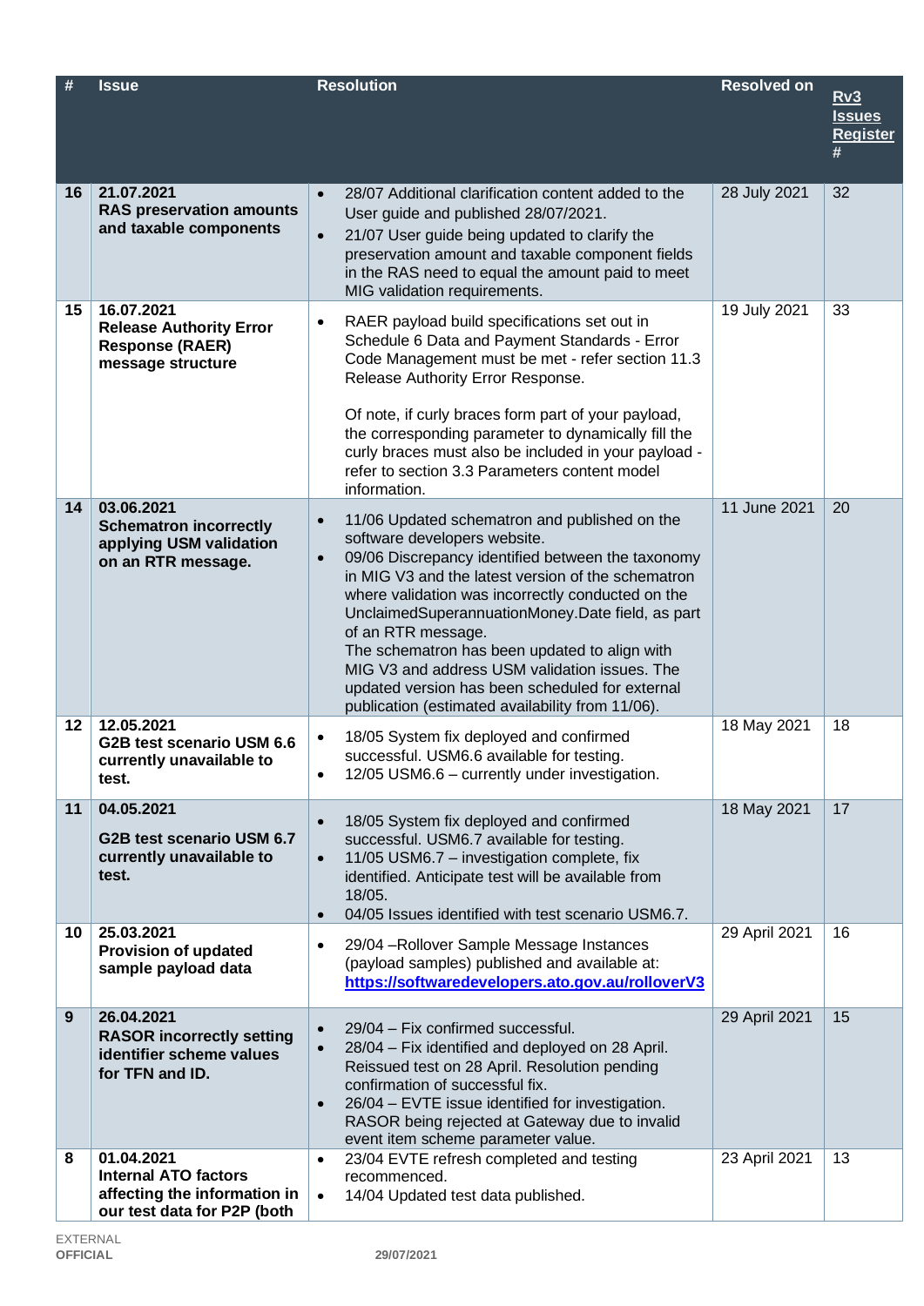| # | Issue | Resolution | Resolved on | Rv3 Issues Register # |
|---|---|---|---|---|
| 16 | 21.07.2021 **RAS preservation amounts and taxable components** | • 28/07 Additional clarification content added to the User guide and published 28/07/2021. • 21/07 User guide being updated to clarify the preservation amount and taxable component fields in the RAS need to equal the amount paid to meet MIG validation requirements. | 28 July 2021 | 32 |
| 15 | 16.07.2021 **Release Authority Error Response (RAER) message structure** | • RAER payload build specifications set out in Schedule 6 Data and Payment Standards - Error Code Management must be met - refer section 11.3 Release Authority Error Response. Of note, if curly braces form part of your payload, the corresponding parameter to dynamically fill the curly braces must also be included in your payload - refer to section 3.3 Parameters content model information. | 19 July 2021 | 33 |
| 14 | 03.06.2021 **Schematron incorrectly applying USM validation on an RTR message.** | • 11/06 Updated schematron and published on the software developers website. • 09/06 Discrepancy identified between the taxonomy in MIG V3 and the latest version of the schematron where validation was incorrectly conducted on the UnclaimedSuperannuationMoney.Date field, as part of an RTR message. The schematron has been updated to align with MIG V3 and address USM validation issues. The updated version has been scheduled for external publication (estimated availability from 11/06). | 11 June 2021 | 20 |
| 12 | 12.05.2021 **G2B test scenario USM 6.6 currently unavailable to test.** | • 18/05 System fix deployed and confirmed successful. USM6.6 available for testing. • 12/05 USM6.6 – currently under investigation. | 18 May 2021 | 18 |
| 11 | 04.05.2021 **G2B test scenario USM 6.7 currently unavailable to test.** | • 18/05 System fix deployed and confirmed successful. USM6.7 available for testing. • 11/05 USM6.7 – investigation complete, fix identified. Anticipate test will be available from 18/05. • 04/05 Issues identified with test scenario USM6.7. | 18 May 2021 | 17 |
| 10 | 25.03.2021 **Provision of updated sample payload data** | • 29/04 –Rollover Sample Message Instances (payload samples) published and available at: https://softwaredevelopers.ato.gov.au/rolloverV3 | 29 April 2021 | 16 |
| 9 | 26.04.2021 **RASOR incorrectly setting identifier scheme values for TFN and ID.** | • 29/04 – Fix confirmed successful. • 28/04 – Fix identified and deployed on 28 April. Reissued test on 28 April. Resolution pending confirmation of successful fix. • 26/04 – EVTE issue identified for investigation. RASOR being rejected at Gateway due to invalid event item scheme parameter value. | 29 April 2021 | 15 |
| 8 | 01.04.2021 **Internal ATO factors affecting the information in our test data for P2P (both** | • 23/04 EVTE refresh completed and testing recommenced. • 14/04 Updated test data published. | 23 April 2021 | 13 |

EXTERNAL
OFFICIAL

29/07/2021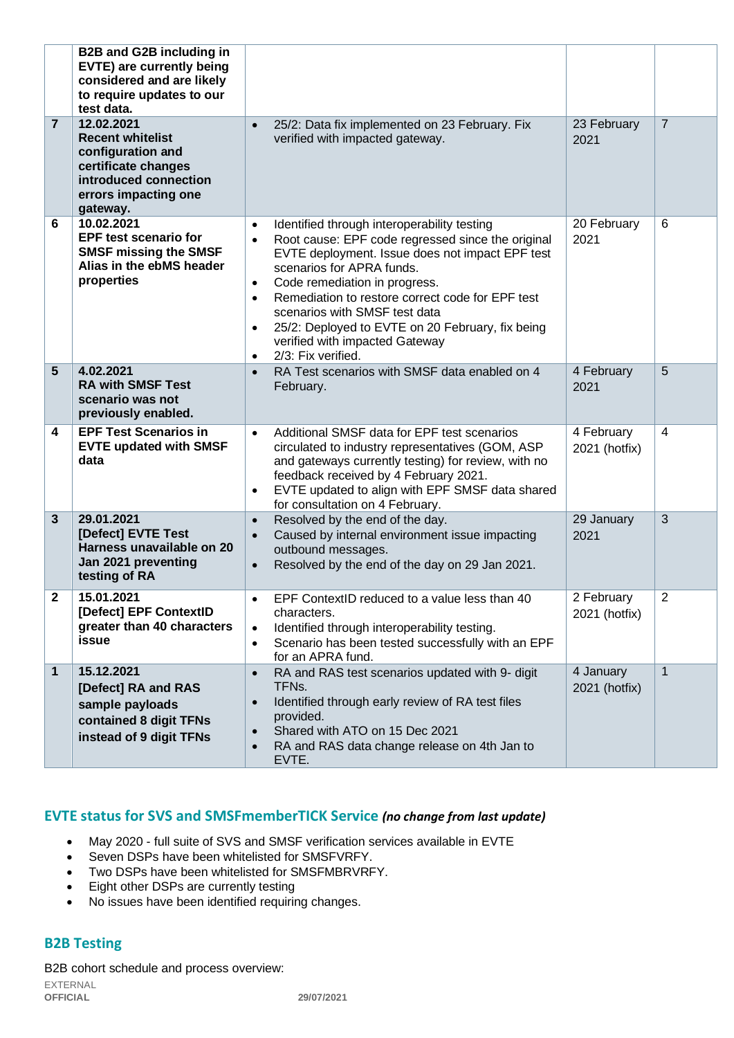| | | | | |
|---|---|---|---|---|
| | **B2B and G2B including in EVTE) are currently being considered and are likely to require updates to our test data.** | | | |
| **7** | **12.02.2021 Recent whitelist configuration and certificate changes introduced connection errors impacting one gateway.** | • 25/2: Data fix implemented on 23 February. Fix verified with impacted gateway. | 23 February 2021 | 7 |
| **6** | **10.02.2021 EPF test scenario for SMSF missing the SMSF Alias in the ebMS header properties** | • Identified through interoperability testing<br>• Root cause: EPF code regressed since the original EVTE deployment. Issue does not impact EPF test scenarios for APRA funds.<br>• Code remediation in progress.<br>• Remediation to restore correct code for EPF test scenarios with SMSF test data<br>• 25/2: Deployed to EVTE on 20 February, fix being verified with impacted Gateway<br>• 2/3: Fix verified. | 20 February 2021 | 6 |
| **5** | **4.02.2021 RA with SMSF Test scenario was not previously enabled.** | • RA Test scenarios with SMSF data enabled on 4 February. | 4 February 2021 | 5 |
| **4** | **EPF Test Scenarios in EVTE updated with SMSF data** | • Additional SMSF data for EPF test scenarios circulated to industry representatives (GOM, ASP and gateways currently testing) for review, with no feedback received by 4 February 2021.<br>• EVTE updated to align with EPF SMSF data shared for consultation on 4 February. | 4 February 2021 (hotfix) | 4 |
| **3** | **29.01.2021 [Defect] EVTE Test Harness unavailable on 20 Jan 2021 preventing testing of RA** | • Resolved by the end of the day.<br>• Caused by internal environment issue impacting outbound messages.<br>• Resolved by the end of the day on 29 Jan 2021. | 29 January 2021 | 3 |
| **2** | **15.01.2021 [Defect] EPF ContextID greater than 40 characters issue** | • EPF ContextID reduced to a value less than 40 characters.<br>• Identified through interoperability testing.<br>• Scenario has been tested successfully with an EPF for an APRA fund. | 2 February 2021 (hotfix) | 2 |
| **1** | **15.12.2021 [Defect] RA and RAS sample payloads contained 8 digit TFNs instead of 9 digit TFNs** | • RA and RAS test scenarios updated with 9- digit TFNs.<br>• Identified through early review of RA test files provided.<br>• Shared with ATO on 15 Dec 2021<br>• RA and RAS data change release on 4th Jan to EVTE. | 4 January 2021 (hotfix) | 1 |

## EVTE status for SVS and SMSFmemberTICK Service *(no change from last update)*

- May 2020 - full suite of SVS and SMSF verification services available in EVTE
- Seven DSPs have been whitelisted for SMSFVRFY.
- Two DSPs have been whitelisted for SMSFMBRVRFY.
- Eight other DSPs are currently testing
- No issues have been identified requiring changes.

## B2B Testing

B2B cohort schedule and process overview: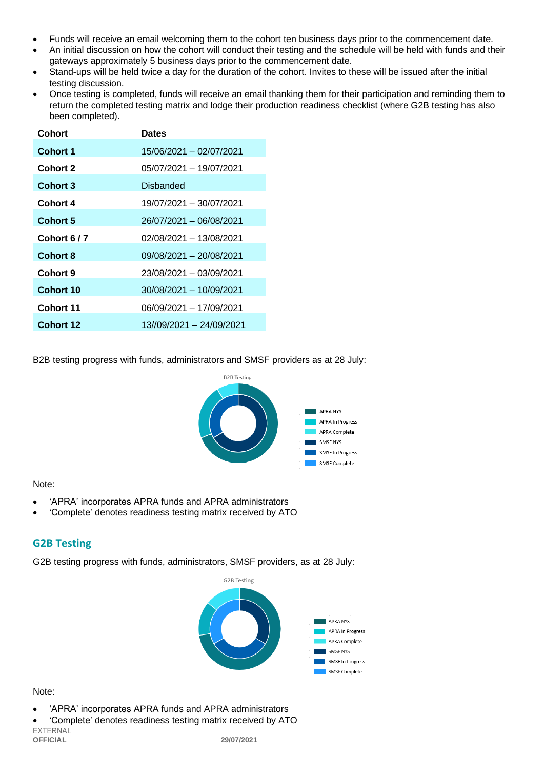- Funds will receive an email welcoming them to the cohort ten business days prior to the commencement date.
- An initial discussion on how the cohort will conduct their testing and the schedule will be held with funds and their gateways approximately 5 business days prior to the commencement date.
- Stand-ups will be held twice a day for the duration of the cohort. Invites to these will be issued after the initial testing discussion.
- Once testing is completed, funds will receive an email thanking them for their participation and reminding them to return the completed testing matrix and lodge their production readiness checklist (where G2B testing has also been completed).

| Cohort | Dates |
|---|---|
| **Cohort 1** | 15/06/2021 – 02/07/2021 |
| **Cohort 2** | 05/07/2021 – 19/07/2021 |
| **Cohort 3** | Disbanded |
| **Cohort 4** | 19/07/2021 – 30/07/2021 |
| **Cohort 5** | 26/07/2021 – 06/08/2021 |
| **Cohort 6 / 7** | 02/08/2021 – 13/08/2021 |
| **Cohort 8** | 09/08/2021 – 20/08/2021 |
| **Cohort 9** | 23/08/2021 – 03/09/2021 |
| **Cohort 10** | 30/08/2021 – 10/09/2021 |
| **Cohort 11** | 06/09/2021 – 17/09/2021 |
| **Cohort 12** | 13//09/2021 – 24/09/2021 |

B2B testing progress with funds, administrators and SMSF providers as at 28 July:

Note:

- 'APRA' incorporates APRA funds and APRA administrators
- 'Complete' denotes readiness testing matrix received by ATO

## G2B Testing

G2B testing progress with funds, administrators, SMSF providers, as at 28 July:

Note:

- 'APRA' incorporates APRA funds and APRA administrators
- 'Complete' denotes readiness testing matrix received by ATO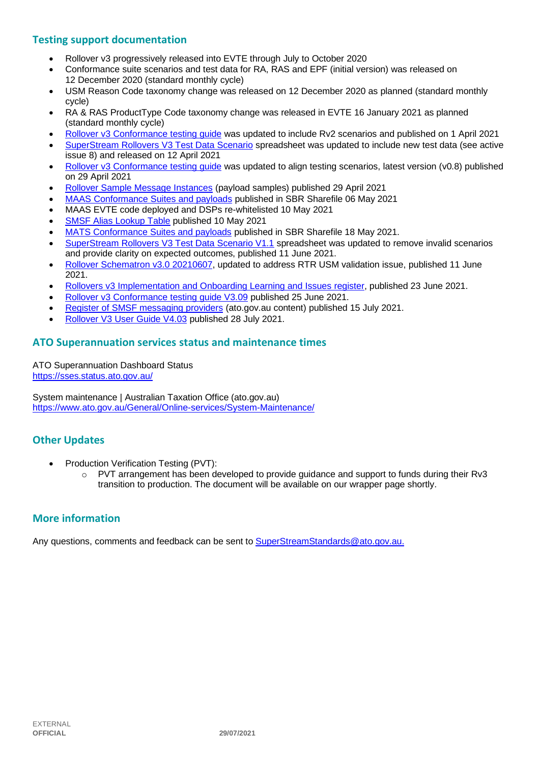## Testing support documentation

- Rollover v3 progressively released into EVTE through July to October 2020
- Conformance suite scenarios and test data for RA, RAS and EPF (initial version) was released on 12 December 2020 (standard monthly cycle)
- USM Reason Code taxonomy change was released on 12 December 2020 as planned (standard monthly cycle)
- RA & RAS ProductType Code taxonomy change was released in EVTE 16 January 2021 as planned (standard monthly cycle)
- Rollover v3 Conformance testing guide was updated to include Rv2 scenarios and published on 1 April 2021
- SuperStream Rollovers V3 Test Data Scenario spreadsheet was updated to include new test data (see active issue 8) and released on 12 April 2021
- Rollover v3 Conformance testing guide was updated to align testing scenarios, latest version (v0.8) published on 29 April 2021
- Rollover Sample Message Instances (payload samples) published 29 April 2021
- MAAS Conformance Suites and payloads published in SBR Sharefile 06 May 2021
- MAAS EVTE code deployed and DSPs re-whitelisted 10 May 2021
- SMSF Alias Lookup Table published 10 May 2021
- MATS Conformance Suites and payloads published in SBR Sharefile 18 May 2021.
- SuperStream Rollovers V3 Test Data Scenario V1.1 spreadsheet was updated to remove invalid scenarios and provide clarity on expected outcomes, published 11 June 2021.
- Rollover Schematron v3.0 20210607, updated to address RTR USM validation issue, published 11 June 2021.
- Rollovers v3 Implementation and Onboarding Learning and Issues register, published 23 June 2021.
- Rollover v3 Conformance testing guide V3.09 published 25 June 2021.
- Register of SMSF messaging providers (ato.gov.au content) published 15 July 2021.
- Rollover V3 User Guide V4.03 published 28 July 2021.

## ATO Superannuation services status and maintenance times

ATO Superannuation Dashboard Status
https://sses.status.ato.gov.au/

System maintenance | Australian Taxation Office (ato.gov.au)
https://www.ato.gov.au/General/Online-services/System-Maintenance/

## Other Updates

- Production Verification Testing (PVT):
  - PVT arrangement has been developed to provide guidance and support to funds during their Rv3 transition to production. The document will be available on our wrapper page shortly.

## More information

Any questions, comments and feedback can be sent to SuperStreamStandards@ato.gov.au.